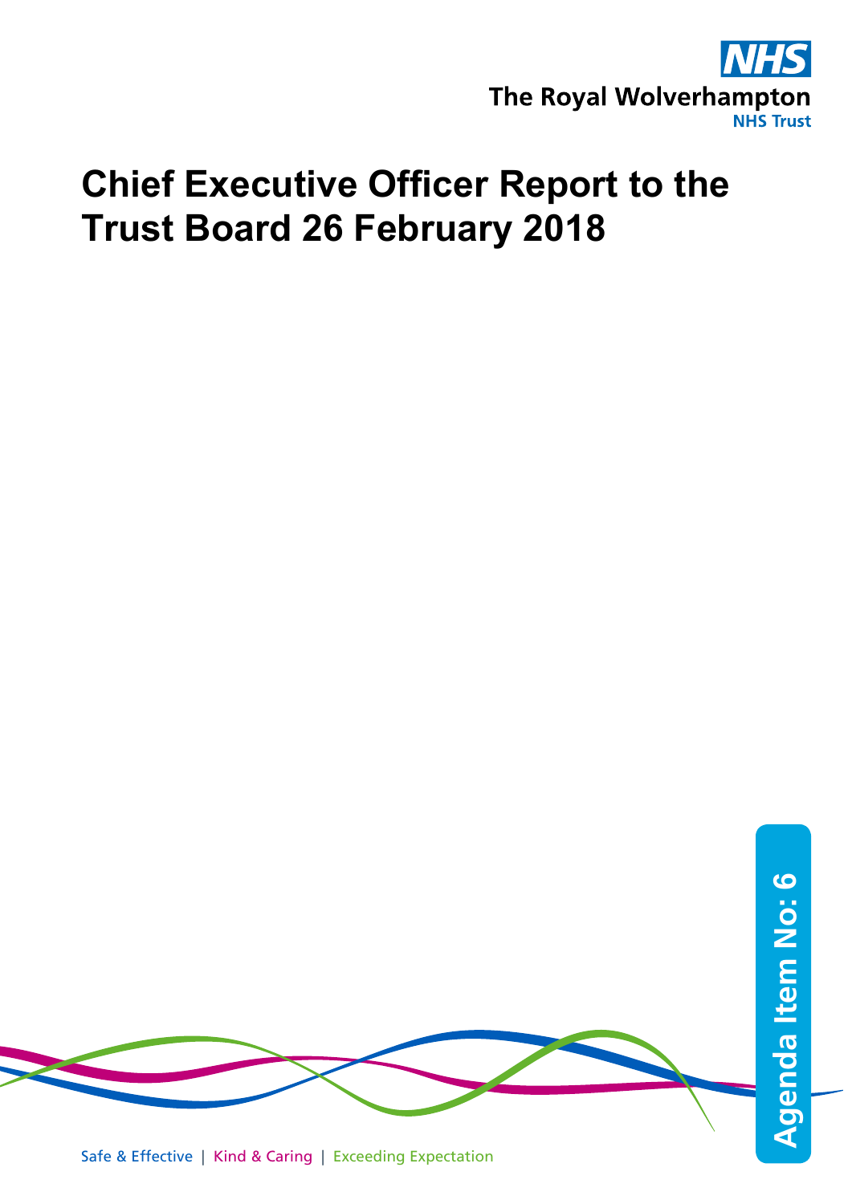NHS

The Royal Wolverhampton NHS Trust

# Chief Executive Officer Report to the Trust Board 26 February 2018

Agenda Item No: 6

Safe & Effective | Kind & Caring | Exceeding Expectation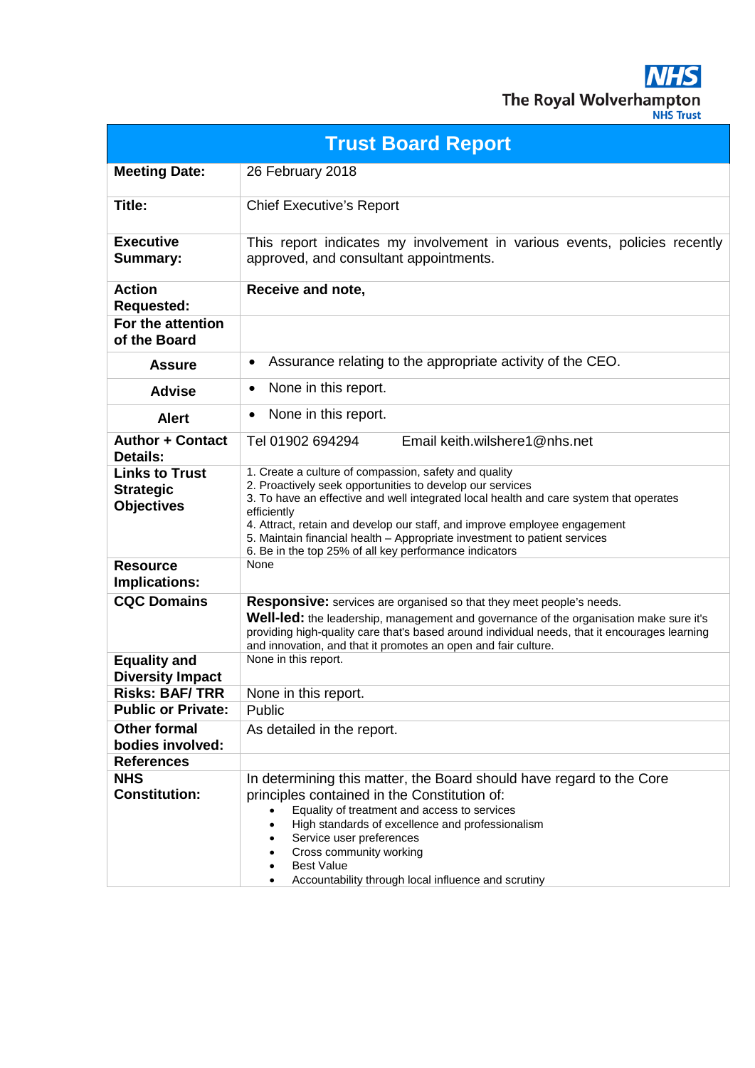NHS
The Royal Wolverhampton
NHS Trust

| Trust Board Report | |
|---|---|
| **Meeting Date:** | 26 February 2018 |
| **Title:** | Chief Executive's Report |
| **Executive Summary:** | This report indicates my involvement in various events, policies recently approved, and consultant appointments. |
| **Action Requested:** | **Receive and note,** |
| **For the attention of the Board** | |
| **Assure** | • Assurance relating to the appropriate activity of the CEO. |
| **Advise** | • None in this report. |
| **Alert** | • None in this report. |
| **Author + Contact Details:** | Tel 01902 694294 Email keith.wilshere1@nhs.net |
| **Links to Trust Strategic Objectives** | 1. Create a culture of compassion, safety and quality<br>2. Proactively seek opportunities to develop our services<br>3. To have an effective and well integrated local health and care system that operates efficiently<br>4. Attract, retain and develop our staff, and improve employee engagement<br>5. Maintain financial health – Appropriate investment to patient services<br>6. Be in the top 25% of all key performance indicators |
| **Resource Implications:** | None |
| **CQC Domains** | **Responsive:** services are organised so that they meet people's needs.<br>**Well-led:** the leadership, management and governance of the organisation make sure it's providing high-quality care that's based around individual needs, that it encourages learning and innovation, and that it promotes an open and fair culture. |
| **Equality and Diversity Impact** | None in this report. |
| **Risks: BAF/ TRR** | None in this report. |
| **Public or Private:** | Public |
| **Other formal bodies involved:** | As detailed in the report. |
| **References** | |
| **NHS Constitution:** | In determining this matter, the Board should have regard to the Core principles contained in the Constitution of:<br>• Equality of treatment and access to services<br>• High standards of excellence and professionalism<br>• Service user preferences<br>• Cross community working<br>• Best Value<br>• Accountability through local influence and scrutiny |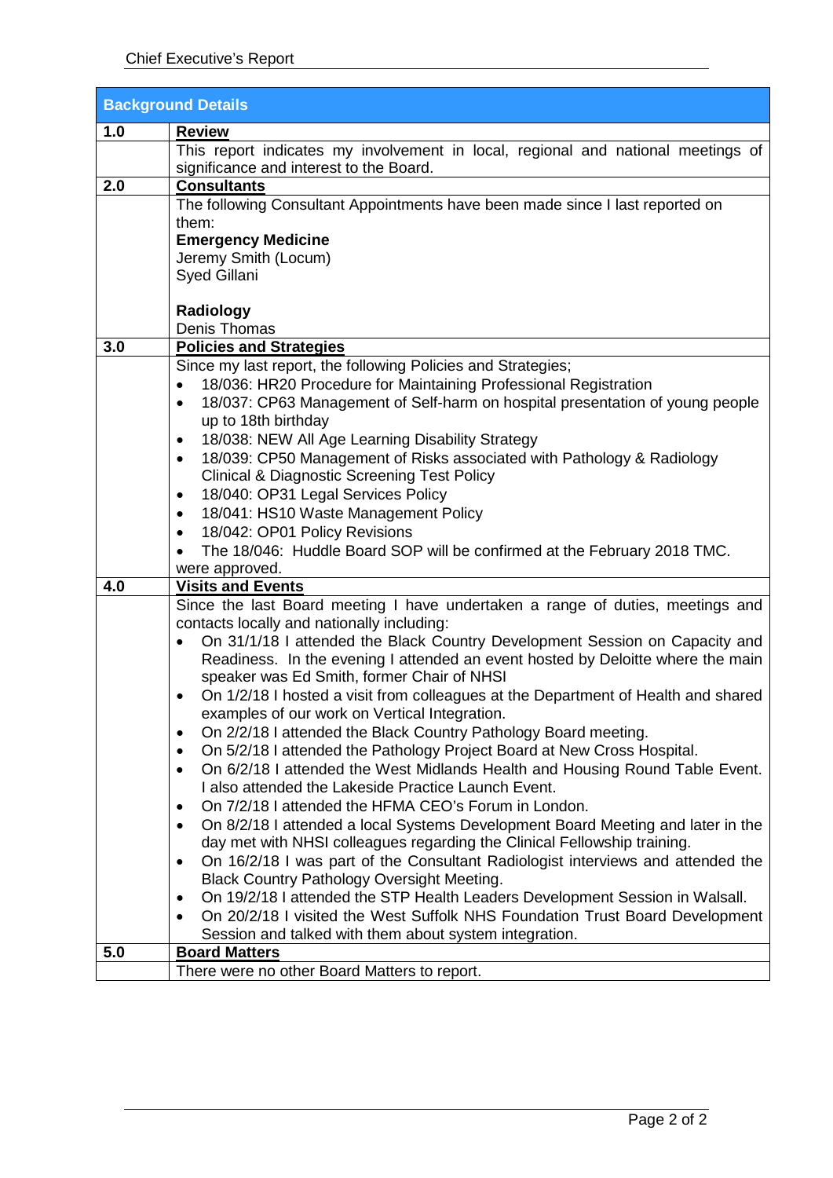Chief Executive's Report

| Background Details | |
|---|---|
| **1.0** | **Review** |
| | This report indicates my involvement in local, regional and national meetings of significance and interest to the Board. |
| **2.0** | **Consultants** |
| | The following Consultant Appointments have been made since I last reported on them:<br>**Emergency Medicine**<br>Jeremy Smith (Locum)<br>Syed Gillani<br><br>**Radiology**<br>Denis Thomas |
| **3.0** | **Policies and Strategies** |
| | Since my last report, the following Policies and Strategies;<br>• 18/036: HR20 Procedure for Maintaining Professional Registration<br>• 18/037: CP63 Management of Self-harm on hospital presentation of young people up to 18th birthday<br>• 18/038: NEW All Age Learning Disability Strategy<br>• 18/039: CP50 Management of Risks associated with Pathology & Radiology Clinical & Diagnostic Screening Test Policy<br>• 18/040: OP31 Legal Services Policy<br>• 18/041: HS10 Waste Management Policy<br>• 18/042: OP01 Policy Revisions<br>• The 18/046: Huddle Board SOP will be confirmed at the February 2018 TMC.<br>were approved. |
| **4.0** | **Visits and Events** |
| | Since the last Board meeting I have undertaken a range of duties, meetings and contacts locally and nationally including:<br>• On 31/1/18 I attended the Black Country Development Session on Capacity and Readiness. In the evening I attended an event hosted by Deloitte where the main speaker was Ed Smith, former Chair of NHSI<br>• On 1/2/18 I hosted a visit from colleagues at the Department of Health and shared examples of our work on Vertical Integration.<br>• On 2/2/18 I attended the Black Country Pathology Board meeting.<br>• On 5/2/18 I attended the Pathology Project Board at New Cross Hospital.<br>• On 6/2/18 I attended the West Midlands Health and Housing Round Table Event. I also attended the Lakeside Practice Launch Event.<br>• On 7/2/18 I attended the HFMA CEO's Forum in London.<br>• On 8/2/18 I attended a local Systems Development Board Meeting and later in the day met with NHSI colleagues regarding the Clinical Fellowship training.<br>• On 16/2/18 I was part of the Consultant Radiologist interviews and attended the Black Country Pathology Oversight Meeting.<br>• On 19/2/18 I attended the STP Health Leaders Development Session in Walsall.<br>• On 20/2/18 I visited the West Suffolk NHS Foundation Trust Board Development Session and talked with them about system integration. |
| **5.0** | **Board Matters** |
| | There were no other Board Matters to report. |